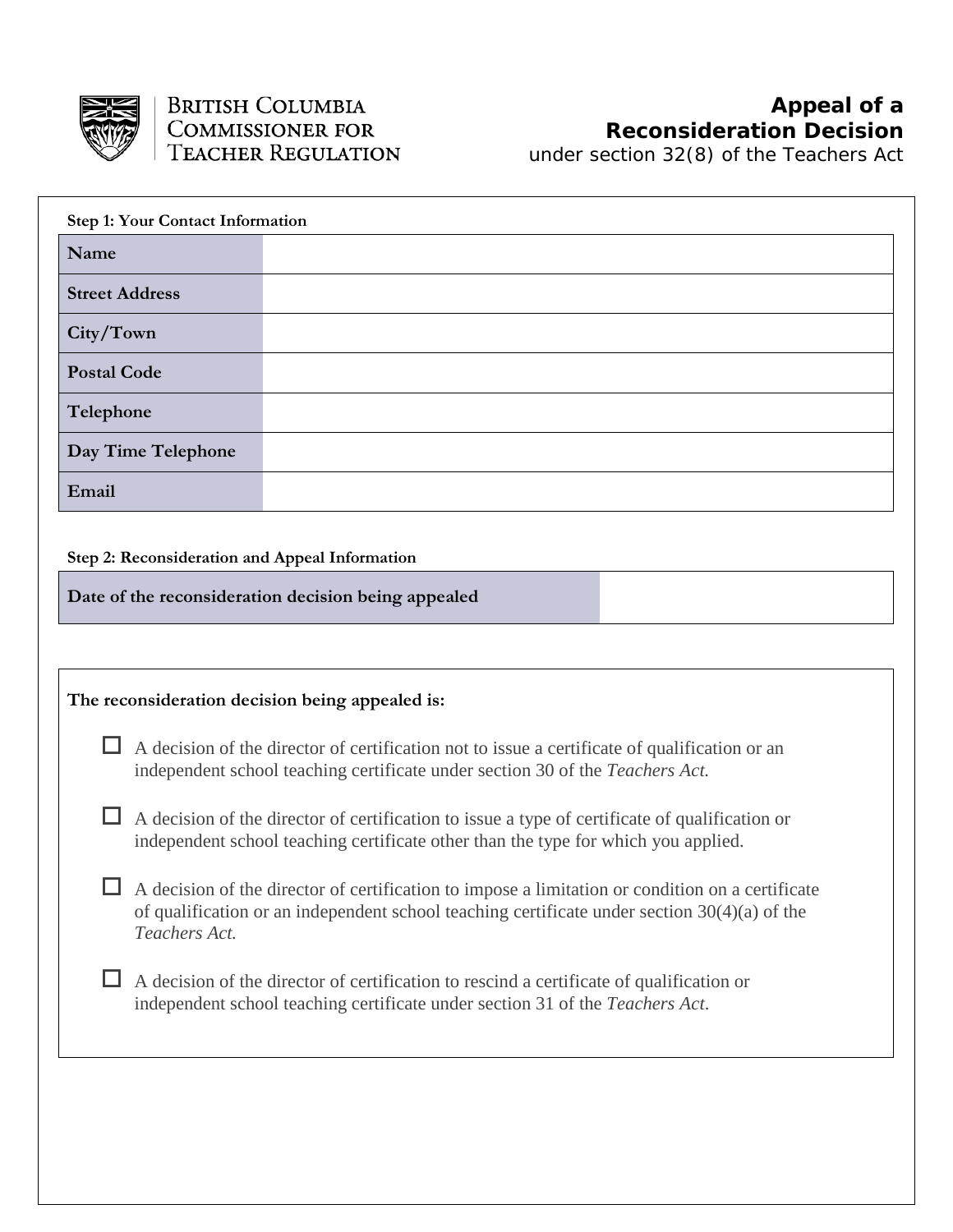British Columbia Commissioner for Teacher Regulation

# Appeal of a Reconsideration Decision

under section 32(8) of the Teachers Act

**Step 1: Your Contact Information**

| **Name** | |
|---|---|
| **Street Address** | |
| **City/Town** | |
| **Postal Code** | |
| **Telephone** | |
| **Day Time Telephone** | |
| **Email** | |

**Step 2: Reconsideration and Appeal Information**

| **Date of the reconsideration decision being appealed** | |
|---|---|

**The reconsideration decision being appealed is:**

- ☐ A decision of the director of certification not to issue a certificate of qualification or an independent school teaching certificate under section 30 of the *Teachers Act.*

- ☐ A decision of the director of certification to issue a type of certificate of qualification or independent school teaching certificate other than the type for which you applied.

- ☐ A decision of the director of certification to impose a limitation or condition on a certificate of qualification or an independent school teaching certificate under section 30(4)(a) of the *Teachers Act.*

- ☐ A decision of the director of certification to rescind a certificate of qualification or independent school teaching certificate under section 31 of the *Teachers Act*.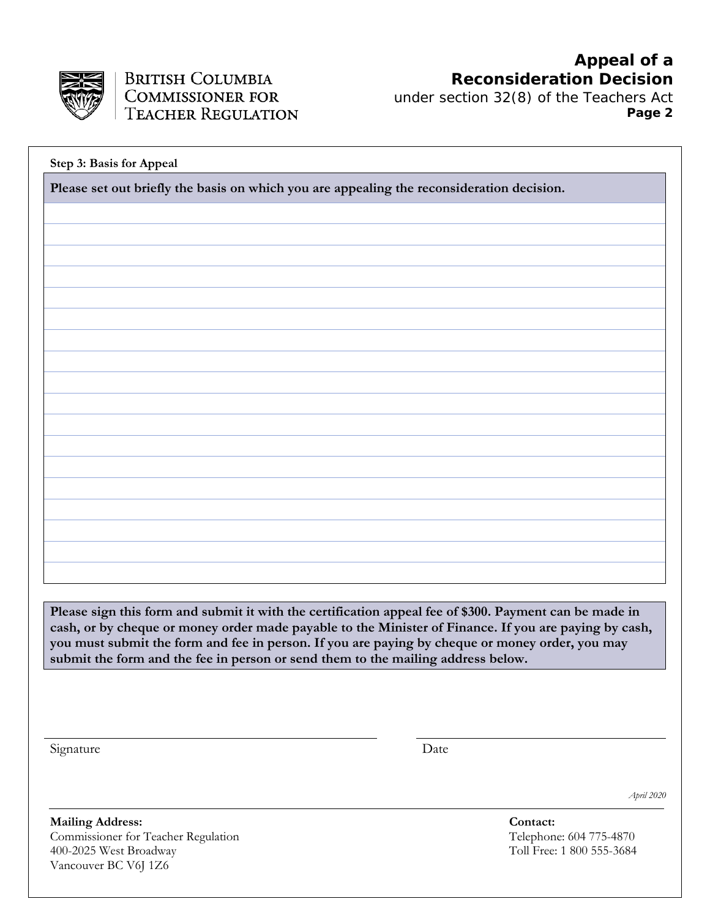**Step 3: Basis for Appeal**

**Please set out briefly the basis on which you are appealing the reconsideration decision.**

**Please sign this form and submit it with the certification appeal fee of $300. Payment can be made in cash, or by cheque or money order made payable to the Minister of Finance. If you are paying by cash, you must submit the form and fee in person. If you are paying by cheque or money order, you may submit the form and the fee in person or send them to the mailing address below.**

Signature

Date

*April 2020*

**Mailing Address:**
Commissioner for Teacher Regulation
400-2025 West Broadway
Vancouver BC V6J 1Z6

**Contact:**
Telephone: 604 775-4870
Toll Free: 1 800 555-3684